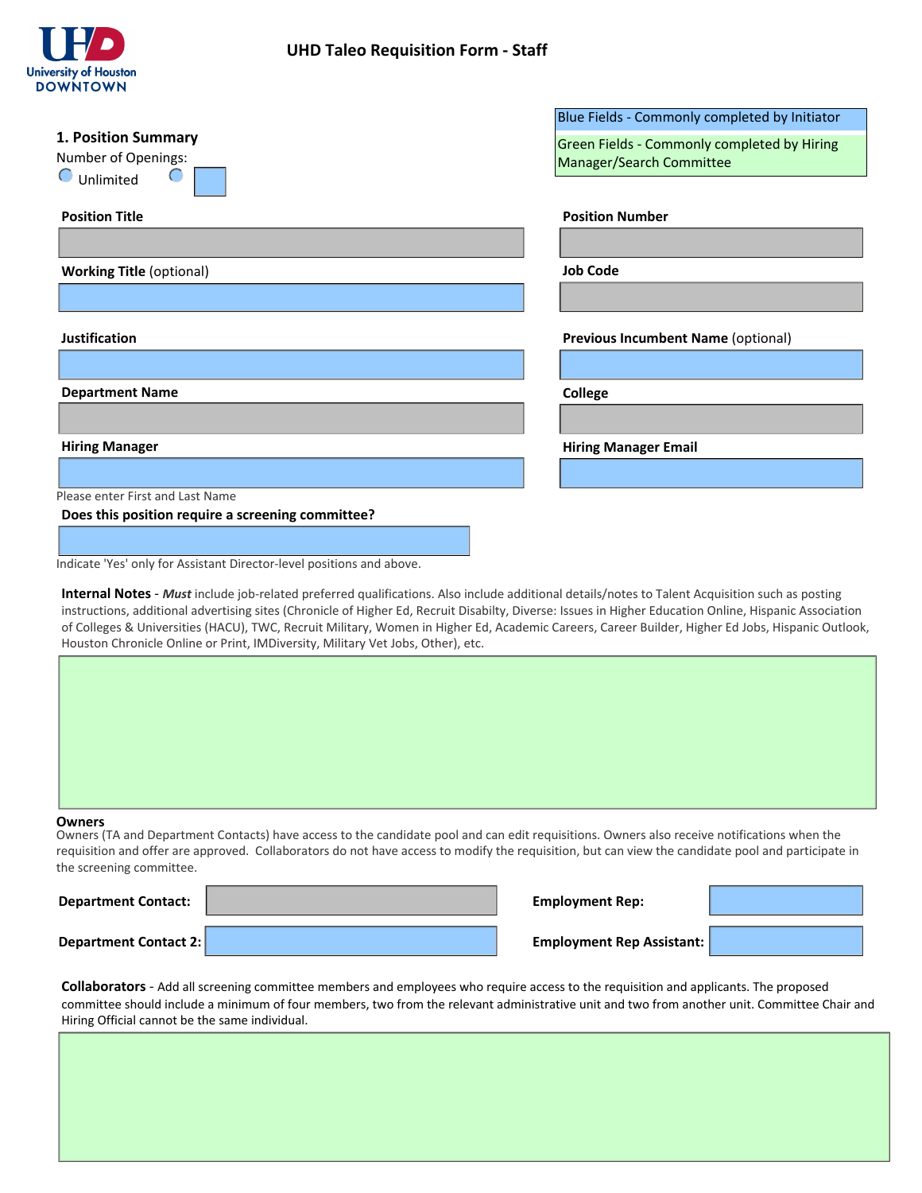# UHD Taleo Requisition Form - Staff

Blue Fields - Commonly completed by Initiator

Green Fields - Commonly completed by Hiring Manager/Search Committee

## 1. Position Summary

Number of Openings:

Unlimited

**Position Title**

**Position Number**

**Working Title** (optional)

**Job Code**

**Justification**

**Previous Incumbent Name** (optional)

**Department Name**

**College**

**Hiring Manager**

Please enter First and Last Name

**Hiring Manager Email**

**Does this position require a screening committee?**

Indicate 'Yes' only for Assistant Director-level positions and above.

**Internal Notes** - ***Must*** include job-related preferred qualifications. Also include additional details/notes to Talent Acquisition such as posting instructions, additional advertising sites (Chronicle of Higher Ed, Recruit Disabilty, Diverse: Issues in Higher Education Online, Hispanic Association of Colleges & Universities (HACU), TWC, Recruit Military, Women in Higher Ed, Academic Careers, Career Builder, Higher Ed Jobs, Hispanic Outlook, Houston Chronicle Online or Print, IMDiversity, Military Vet Jobs, Other), etc.

**Owners**

Owners (TA and Department Contacts) have access to the candidate pool and can edit requisitions. Owners also receive notifications when the requisition and offer are approved. Collaborators do not have access to modify the requisition, but can view the candidate pool and participate in the screening committee.

**Department Contact:**

**Employment Rep:**

**Department Contact 2:**

**Employment Rep Assistant:**

**Collaborators** - Add all screening committee members and employees who require access to the requisition and applicants. The proposed committee should include a minimum of four members, two from the relevant administrative unit and two from another unit. Committee Chair and Hiring Official cannot be the same individual.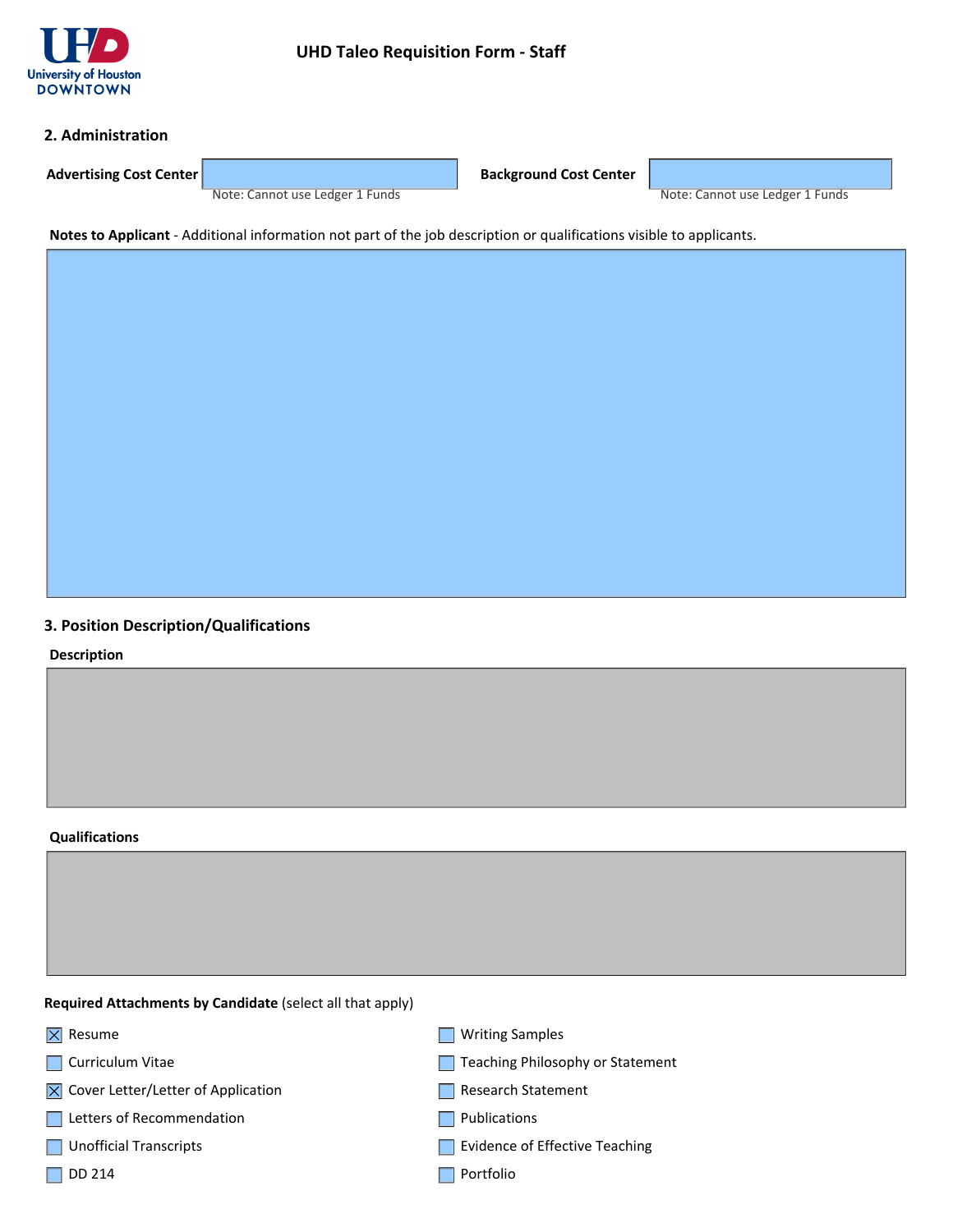University of Houston DOWNTOWN

# UHD Taleo Requisition Form - Staff

## 2. Administration

**Advertising Cost Center** 

Note: Cannot use Ledger 1 Funds

**Background Cost Center** 

Note: Cannot use Ledger 1 Funds

**Notes to Applicant** - Additional information not part of the job description or qualifications visible to applicants.

## 3. Position Description/Qualifications

**Description**

**Qualifications**

**Required Attachments by Candidate** (select all that apply)

- [x] Resume
- [ ] Curriculum Vitae
- [x] Cover Letter/Letter of Application
- [ ] Letters of Recommendation
- [ ] Unofficial Transcripts
- [ ] DD 214
- [ ] Writing Samples
- [ ] Teaching Philosophy or Statement
- [ ] Research Statement
- [ ] Publications
- [ ] Evidence of Effective Teaching
- [ ] Portfolio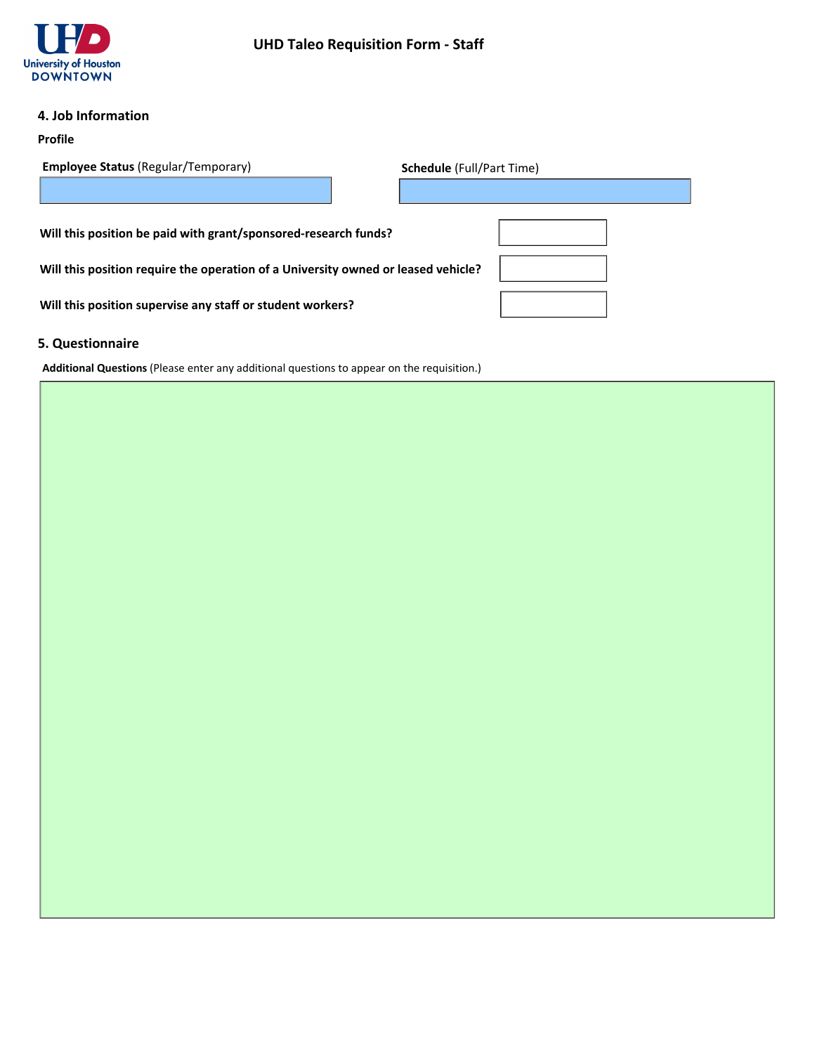# UHD Taleo Requisition Form - Staff

## 4. Job Information

**Profile**

**Employee Status** (Regular/Temporary)

**Schedule** (Full/Part Time)

**Will this position be paid with grant/sponsored-research funds?**

**Will this position require the operation of a University owned or leased vehicle?**

**Will this position supervise any staff or student workers?**

## 5. Questionnaire

**Additional Questions** (Please enter any additional questions to appear on the requisition.)